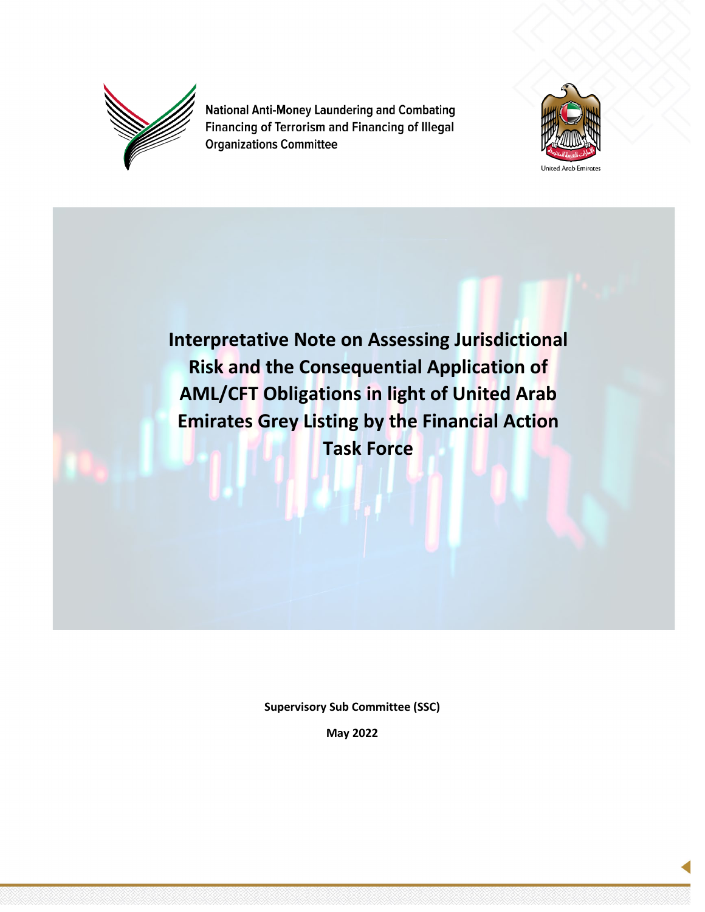National Anti-Money Laundering and Combating Financing of Terrorism and Financing of Illegal Organizations Committee

United Arab Emirates

# Interpretative Note on Assessing Jurisdictional Risk and the Consequential Application of AML/CFT Obligations in light of United Arab Emirates Grey Listing by the Financial Action Task Force

**Supervisory Sub Committee (SSC)**

**May 2022**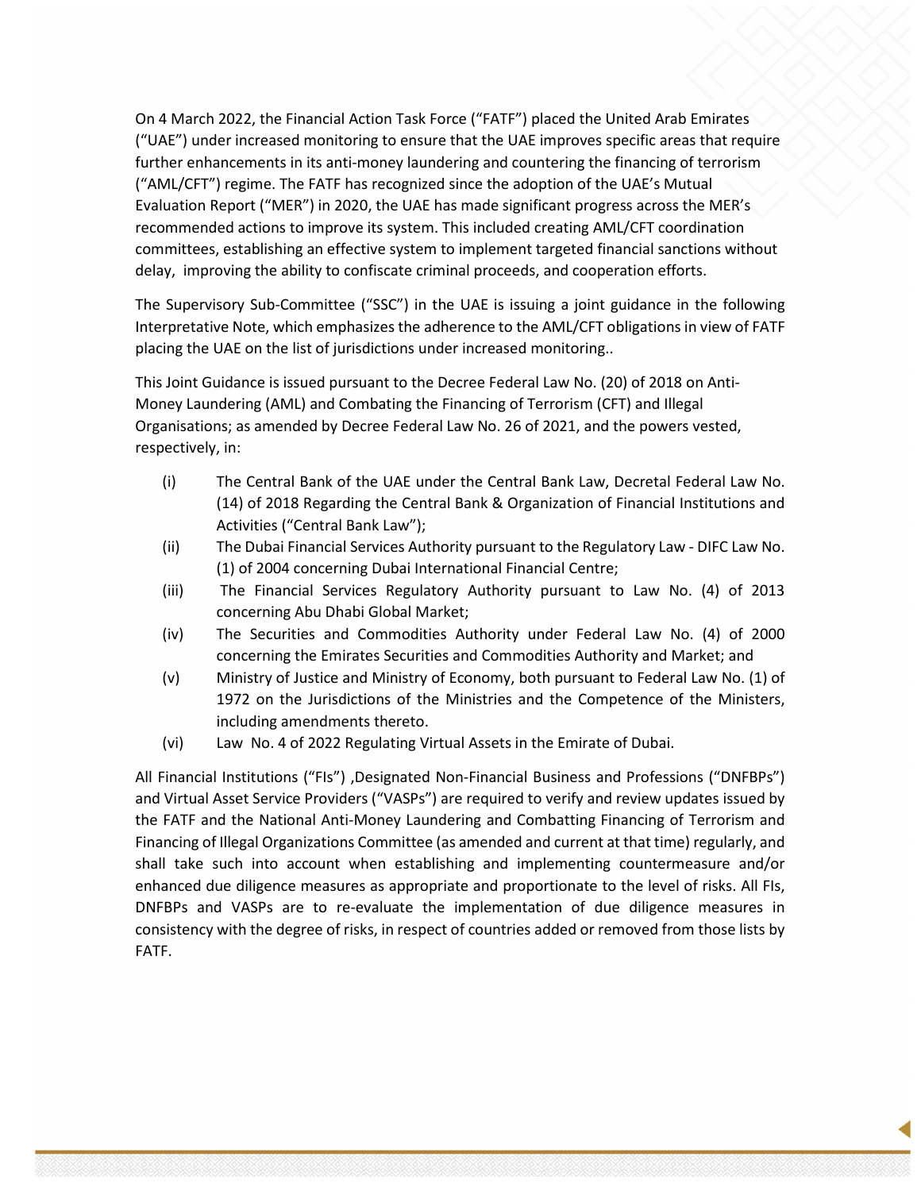On 4 March 2022, the Financial Action Task Force ("FATF") placed the United Arab Emirates ("UAE") under increased monitoring to ensure that the UAE improves specific areas that require further enhancements in its anti-money laundering and countering the financing of terrorism ("AML/CFT") regime. The FATF has recognized since the adoption of the UAE's Mutual Evaluation Report ("MER") in 2020, the UAE has made significant progress across the MER's recommended actions to improve its system. This included creating AML/CFT coordination committees, establishing an effective system to implement targeted financial sanctions without delay, improving the ability to confiscate criminal proceeds, and cooperation efforts.

The Supervisory Sub-Committee ("SSC") in the UAE is issuing a joint guidance in the following Interpretative Note, which emphasizes the adherence to the AML/CFT obligations in view of FATF placing the UAE on the list of jurisdictions under increased monitoring..

This Joint Guidance is issued pursuant to the Decree Federal Law No. (20) of 2018 on Anti-Money Laundering (AML) and Combating the Financing of Terrorism (CFT) and Illegal Organisations; as amended by Decree Federal Law No. 26 of 2021, and the powers vested, respectively, in:

(i) The Central Bank of the UAE under the Central Bank Law, Decretal Federal Law No. (14) of 2018 Regarding the Central Bank & Organization of Financial Institutions and Activities ("Central Bank Law");

(ii) The Dubai Financial Services Authority pursuant to the Regulatory Law - DIFC Law No. (1) of 2004 concerning Dubai International Financial Centre;

(iii) The Financial Services Regulatory Authority pursuant to Law No. (4) of 2013 concerning Abu Dhabi Global Market;

(iv) The Securities and Commodities Authority under Federal Law No. (4) of 2000 concerning the Emirates Securities and Commodities Authority and Market; and

(v) Ministry of Justice and Ministry of Economy, both pursuant to Federal Law No. (1) of 1972 on the Jurisdictions of the Ministries and the Competence of the Ministers, including amendments thereto.

(vi) Law No. 4 of 2022 Regulating Virtual Assets in the Emirate of Dubai.

All Financial Institutions ("FIs") ,Designated Non-Financial Business and Professions ("DNFBPs") and Virtual Asset Service Providers ("VASPs") are required to verify and review updates issued by the FATF and the National Anti-Money Laundering and Combatting Financing of Terrorism and Financing of Illegal Organizations Committee (as amended and current at that time) regularly, and shall take such into account when establishing and implementing countermeasure and/or enhanced due diligence measures as appropriate and proportionate to the level of risks. All FIs, DNFBPs and VASPs are to re-evaluate the implementation of due diligence measures in consistency with the degree of risks, in respect of countries added or removed from those lists by FATF.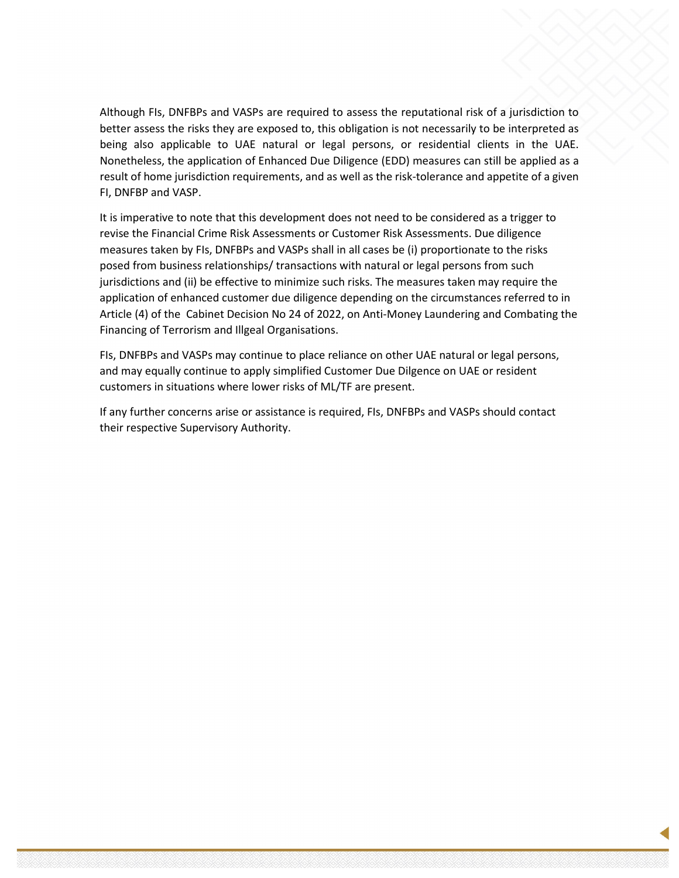Although FIs, DNFBPs and VASPs are required to assess the reputational risk of a jurisdiction to better assess the risks they are exposed to, this obligation is not necessarily to be interpreted as being also applicable to UAE natural or legal persons, or residential clients in the UAE. Nonetheless, the application of Enhanced Due Diligence (EDD) measures can still be applied as a result of home jurisdiction requirements, and as well as the risk-tolerance and appetite of a given FI, DNFBP and VASP.

It is imperative to note that this development does not need to be considered as a trigger to revise the Financial Crime Risk Assessments or Customer Risk Assessments. Due diligence measures taken by FIs, DNFBPs and VASPs shall in all cases be (i) proportionate to the risks posed from business relationships/ transactions with natural or legal persons from such jurisdictions and (ii) be effective to minimize such risks. The measures taken may require the application of enhanced customer due diligence depending on the circumstances referred to in Article (4) of the Cabinet Decision No 24 of 2022, on Anti-Money Laundering and Combating the Financing of Terrorism and Illgeal Organisations.

FIs, DNFBPs and VASPs may continue to place reliance on other UAE natural or legal persons, and may equally continue to apply simplified Customer Due Dilgence on UAE or resident customers in situations where lower risks of ML/TF are present.

If any further concerns arise or assistance is required, FIs, DNFBPs and VASPs should contact their respective Supervisory Authority.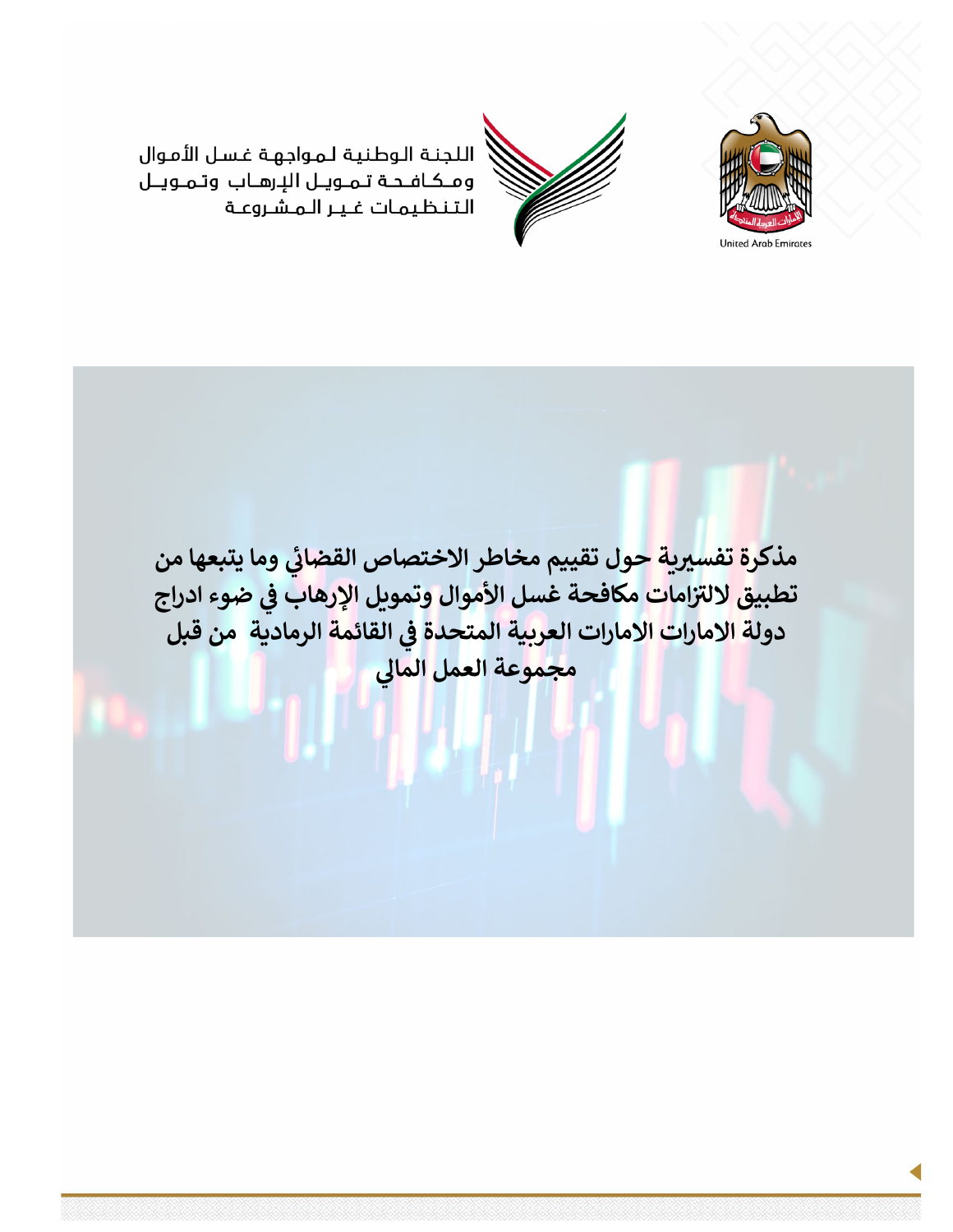اللجنة الوطنية لمواجهة غسل الأموال
ومكافحة تمويل الإرهاب وتمويل
التنظيمات غير المشروعة

United Arab Emirates

# مذكرة تفسيرية حول تقييم مخاطر الاختصاص القضائي وما يتبعها من تطبيق لالتزامات مكافحة غسل الأموال وتمويل الإرهاب في ضوء ادراج دولة الامارات العربية المتحدة في القائمة الرمادية من قبل مجموعة العمل المالي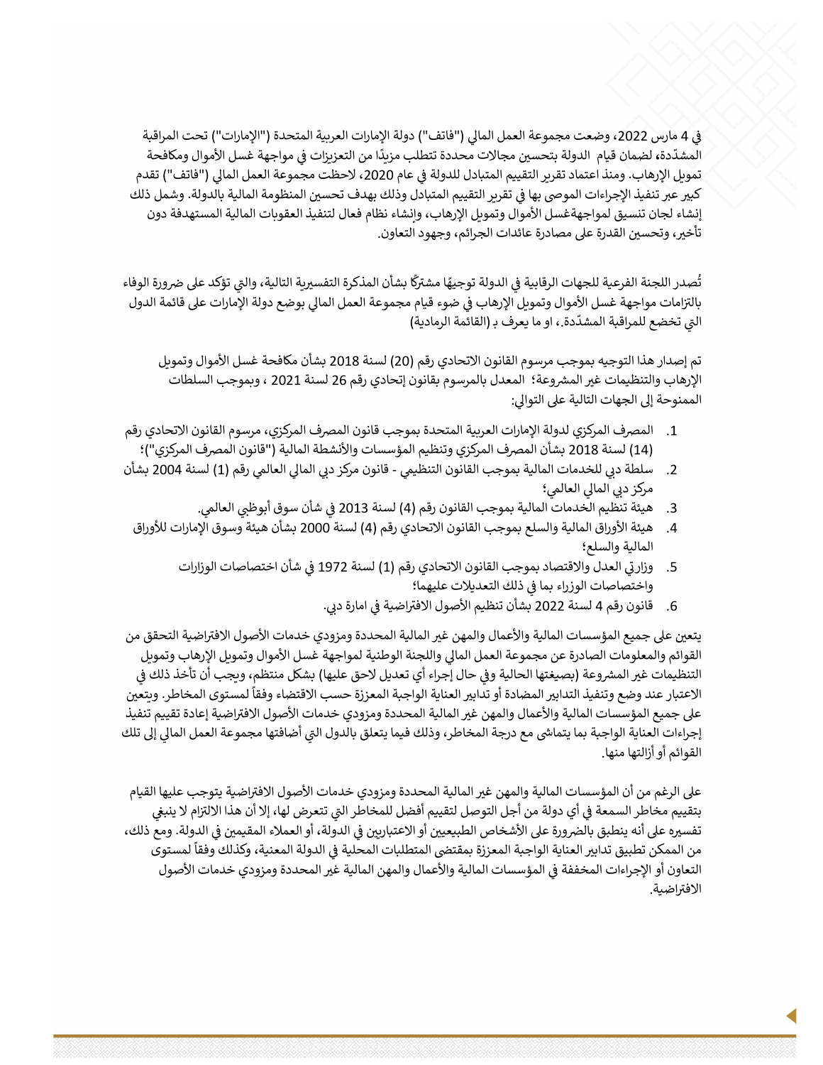في 4 مارس 2022، وضعت مجموعة العمل المالي ("فاتف") دولة الإمارات العربية المتحدة ("الإمارات") تحت المراقبة المشدّدة، لضمان قيام  الدولة بتحسين مجالات محددة تتطلب مزيدًا من التعزيزات في مواجهة غسل الأموال ومكافحة تمويل الإرهاب. ومنذ اعتماد تقرير التقييم المتبادل للدولة في عام 2020، لاحظت مجموعة العمل المالي ("فاتف") تقدم كبير عبر تنفيذ الإجراءات الموصى بها في تقرير التقييم المتبادل وذلك بهدف تحسين المنظومة المالية بالدولة. وشمل ذلك إنشاء لجان تنسيق لمواجهةغسل الأموال وتمويل الإرهاب، وإنشاء نظام فعال لتنفيذ العقوبات المالية المستهدفة دون تأخير، وتحسين القدرة على مصادرة عائدات الجرائم، وجهود التعاون.

تُصدر اللجنة الفرعية للجهات الرقابية في الدولة توجيهًا مشتركًا بشأن المذكرة التفسيرية التالية، والتي تؤكد على ضرورة الوفاء بالتزامات مواجهة غسل الأموال وتمويل الإرهاب في ضوء قيام مجموعة العمل المالي بوضع دولة الإمارات على قائمة الدول التي تخضع للمراقبة المشدّدة.، او ما يعرف بـ (القائمة الرمادية)

تم إصدار هذا التوجيه بموجب مرسوم القانون الاتحادي رقم (20) لسنة 2018 بشأن مكافحة غسل الأموال وتمويل الإرهاب والتنظيمات غير المشروعة؛  المعدل بالمرسوم بقانون إتحادي رقم 26 لسنة 2021 ، وبموجب السلطات الممنوحة إلى الجهات التالية على التوالي:

1. المصرف المركزي لدولة الإمارات العربية المتحدة بموجب قانون المصرف المركزي، مرسوم القانون الاتحادي رقم (14) لسنة 2018 بشأن المصرف المركزي وتنظيم المؤسسات والأنشطة المالية ("قانون المصرف المركزي")؛
2. سلطة دبي للخدمات المالية بموجب القانون التنظيمي - قانون مركز دبي المالي العالمي رقم (1) لسنة 2004 بشأن مركز دبي المالي العالمي؛
3. هيئة تنظيم الخدمات المالية بموجب القانون رقم (4) لسنة 2013 في شأن سوق أبوظبي العالمي.
4. هيئة الأوراق المالية والسلع بموجب القانون الاتحادي رقم (4) لسنة 2000 بشأن هيئة وسوق الإمارات للأوراق المالية والسلع؛
5. وزارتي العدل والاقتصاد بموجب القانون الاتحادي رقم (1) لسنة 1972 في شأن اختصاصات الوزارات واختصاصات الوزراء بما في ذلك التعديلات عليهما؛
6. قانون رقم 4 لسنة 2022 بشأن تنظيم الأصول الافتراضية في امارة دبي.

يتعين على جميع المؤسسات المالية والأعمال والمهن غير المالية المحددة ومزودي خدمات الأصول الافتراضية التحقق من القوائم والمعلومات الصادرة عن مجموعة العمل المالي واللجنة الوطنية لمواجهة غسل الأموال وتمويل الإرهاب وتمويل التنظيمات غير المشروعة (بصيغتها الحالية وفي حال إجراء أي تعديل لاحق عليها) بشكل منتظم، ويجب أن تأخذ ذلك في الاعتبار عند وضع وتنفيذ التدابير المضادة أو تدابير العناية الواجبة المعززة حسب الاقتضاء وفقاً لمستوى المخاطر. ويتعين على جميع المؤسسات المالية والأعمال والمهن غير المالية المحددة ومزودي خدمات الأصول الافتراضية إعادة تقييم تنفيذ إجراءات العناية الواجبة بما يتماشى مع درجة المخاطر، وذلك فيما يتعلق بالدول التي أضافتها مجموعة العمل المالي إلى تلك القوائم أو أزالتها منها.

على الرغم من أن المؤسسات المالية والمهن غير المالية المحددة ومزودي خدمات الأصول الافتراضية يتوجب عليها القيام بتقييم مخاطر السمعة في أي دولة من أجل التوصل لتقييم أفضل للمخاطر التي تتعرض لها، إلا أن هذا الالتزام لا ينبغي تفسيره على أنه ينطبق بالضرورة على الأشخاص الطبيعيين أو الاعتباريين في الدولة، أو العملاء المقيمين في الدولة. ومع ذلك، من الممكن تطبيق تدابير العناية الواجبة المعززة بمقتضى المتطلبات المحلية في الدولة المعنية، وكذلك وفقاً لمستوى التعاون أو الإجراءات المخففة في المؤسسات المالية والأعمال والمهن المالية غير المحددة ومزودي خدمات الأصول الافتراضية.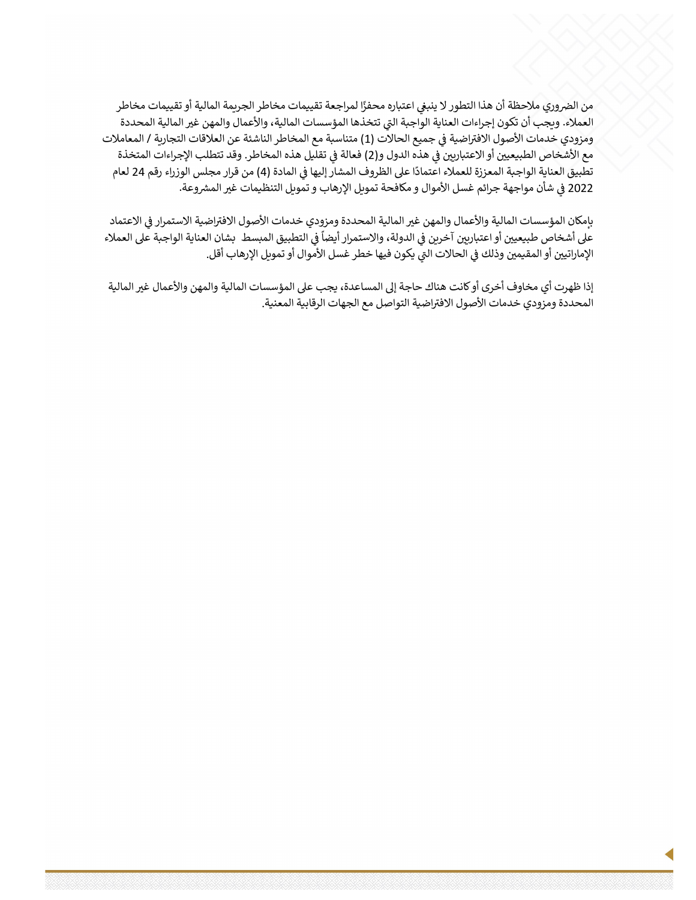من الضروري ملاحظة أن هذا التطور لا ينبغي اعتباره محفزًا لمراجعة تقييمات مخاطر الجريمة المالية أو تقييمات مخاطر العملاء. ويجب أن تكون إجراءات العناية الواجبة التي تتخذها المؤسسات المالية، والأعمال والمهن غير المالية المحددة ومزودي خدمات الأصول الافتراضية في جميع الحالات (1) متناسبة مع المخاطر الناشئة عن العلاقات التجارية / المعاملات مع الأشخاص الطبيعيين أو الاعتباريين في هذه الدول و(2) فعالة في تقليل هذه المخاطر. وقد تتطلب الإجراءات المتخذة تطبيق العناية الواجبة المعززة للعملاء اعتمادًا على الظروف المشار إليها في المادة (4) من قرار مجلس الوزراء رقم 24 لعام 2022 في شأن مواجهة جرائم غسل الأموال و مكافحة تمويل الإرهاب و تمويل التنظيمات غير المشروعة.

بإمكان المؤسسات المالية والأعمال والمهن غير المالية المحددة ومزودي خدمات الأصول الافتراضية الاستمرار في الاعتماد على أشخاص طبيعيين أو اعتباريين آخرين في الدولة، والاستمرار أيضاً في التطبيق المبسط بشان العناية الواجبة على العملاء الإماراتيين أو المقيمين وذلك في الحالات التي يكون فيها خطر غسل الأموال أو تمويل الإرهاب أقل.

إذا ظهرت أي مخاوف أخرى أو كانت هناك حاجة إلى المساعدة، يجب على المؤسسات المالية والمهن والأعمال غير المالية المحددة ومزودي خدمات الأصول الافتراضية التواصل مع الجهات الرقابية المعنية.